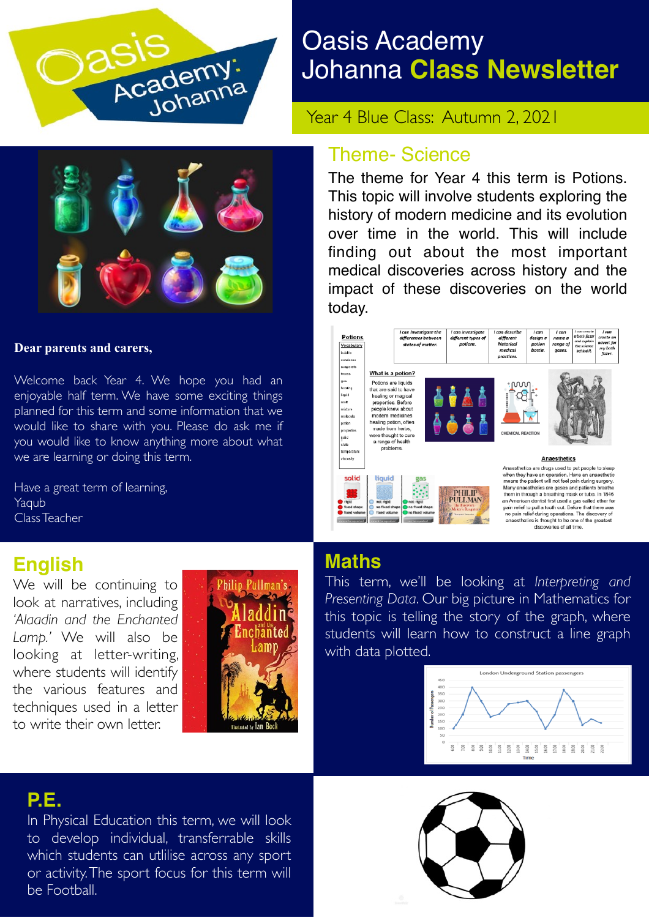# Oasis Academy Johanna Class Newsletter

Year 4 Blue Class: Autumn 2, 2021

## Theme- Science

The theme for Year 4 this term is Potions. This topic will involve students exploring the history of modern medicine and its evolution over time in the world. This will include finding out about the most important medical discoveries across history and the impact of these discoveries on the world today.

**Dear parents and carers,**

Welcome back Year 4. We hope you had an enjoyable half term. We have some exciting things planned for this term and some information that we would like to share with you. Please do ask me if you would like to know anything more about what we are learning or doing this term.

Have a great term of learning,
Yaqub
Class Teacher

## English

We will be continuing to look at narratives, including *'Alaadin and the Enchanted Lamp.'* We will also be looking at letter-writing, where students will identify the various features and techniques used in a letter to write their own letter.

## Maths

This term, we'll be looking at *Interpreting and Presenting Data*. Our big picture in Mathematics for this topic is telling the story of the graph, where students will learn how to construct a line graph with data plotted.

## P.E.

In Physical Education this term, we will look to develop individual, transferrable skills which students can utlilise across any sport or activity. The sport focus for this term will be Football.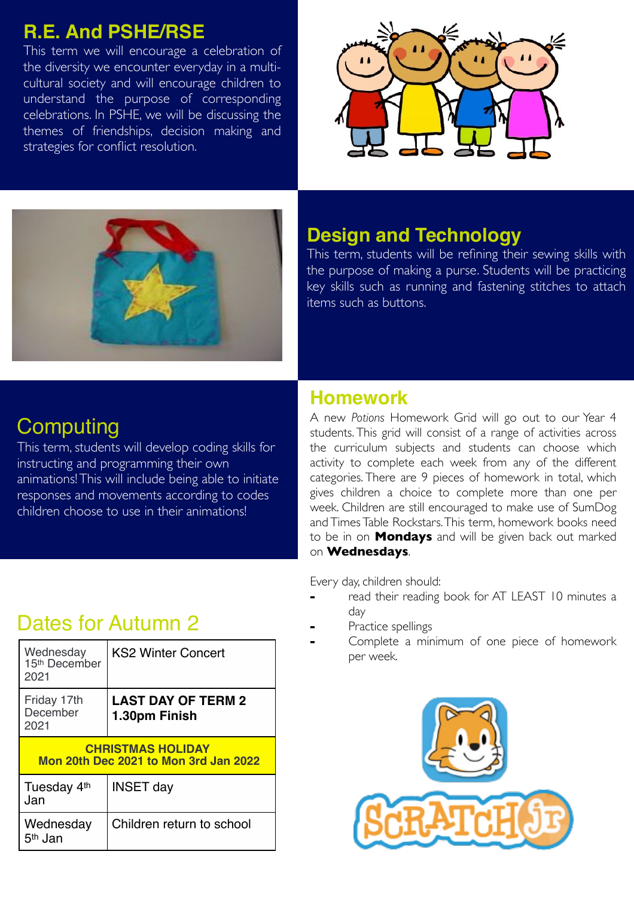## R.E. And PSHE/RSE

This term we will encourage a celebration of the diversity we encounter everyday in a multi-cultural society and will encourage children to understand the purpose of corresponding celebrations. In PSHE, we will be discussing the themes of friendships, decision making and strategies for conflict resolution.

## Design and Technology

This term, students will be refining their sewing skills with the purpose of making a purse. Students will be practicing key skills such as running and fastening stitches to attach items such as buttons.

## Computing

This term, students will develop coding skills for instructing and programming their own animations! This will include being able to initiate responses and movements according to codes children choose to use in their animations!

## Homework

A new *Potions* Homework Grid will go out to our Year 4 students. This grid will consist of a range of activities across the curriculum subjects and students can choose which activity to complete each week from any of the different categories. There are 9 pieces of homework in total, which gives children a choice to complete more than one per week. Children are still encouraged to make use of SumDog and Times Table Rockstars. This term, homework books need to be in on **Mondays** and will be given back out marked on **Wednesdays**.

Every day, children should:

- read their reading book for AT LEAST 10 minutes a day
- Practice spellings
- Complete a minimum of one piece of homework per week.

## Dates for Autumn 2

| | |
|---|---|
| Wednesday 15th December 2021 | KS2 Winter Concert |
| Friday 17th December 2021 | **LAST DAY OF TERM 2 1.30pm Finish** |
| **CHRISTMAS HOLIDAY Mon 20th Dec 2021 to Mon 3rd Jan 2022** | |
| Tuesday 4th Jan | INSET day |
| Wednesday 5th Jan | Children return to school |

SCRATCH Jr